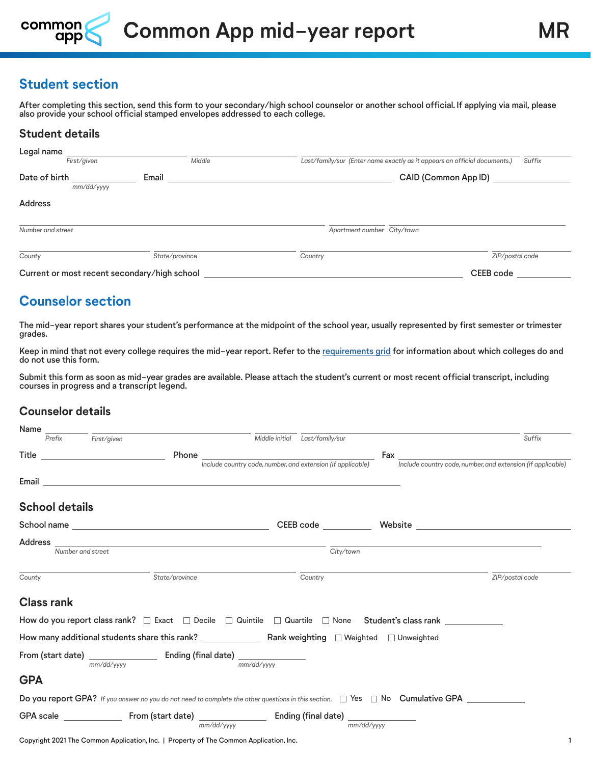# Common App mid-year report

MR

## Student section

After completing this section, send this form to your secondary/high school counselor or another school official. If applying via mail, please also provide your school official stamped envelopes addressed to each college.

### Student details

Legal name ______ First/given ______ Middle ______ Last/family/sur (Enter name exactly as it appears on official documents.) ______ Suffix

Date of birth ______ mm/dd/yyyy Email ______ CAID (Common App ID) ______

Address

______ Number and street ______ Apartment number ______ City/town

______ County ______ State/province ______ Country ______ ZIP/postal code

Current or most recent secondary/high school ______ CEEB code ______

## Counselor section

The mid-year report shares your student's performance at the midpoint of the school year, usually represented by first semester or trimester grades.

Keep in mind that not every college requires the mid-year report. Refer to the requirements grid for information about which colleges do and do not use this form.

Submit this form as soon as mid-year grades are available. Please attach the student's current or most recent official transcript, including courses in progress and a transcript legend.

### Counselor details

Name ______ Prefix ______ First/given ______ Middle initial ______ Last/family/sur ______ Suffix

Title ______ Phone ______ Include country code, number, and extension (if applicable) Fax ______ Include country code, number, and extension (if applicable)

Email ______

### School details

School name ______ CEEB code ______ Website ______

Address ______ Number and street ______ City/town

______ County ______ State/province ______ Country ______ ZIP/postal code

### Class rank

How do you report class rank? ☐ Exact ☐ Decile ☐ Quintile ☐ Quartile ☐ None Student's class rank ______

How many additional students share this rank? ______ Rank weighting ☐ Weighted ☐ Unweighted

From (start date) ______ mm/dd/yyyy Ending (final date) ______ mm/dd/yyyy

### GPA

Do you report GPA? *If you answer no you do not need to complete the other questions in this section.* ☐ Yes ☐ No Cumulative GPA ______

GPA scale ______ From (start date) ______ mm/dd/yyyy Ending (final date) ______ mm/dd/yyyy

Copyright 2021 The Common Application, Inc. | Property of The Common Application, Inc.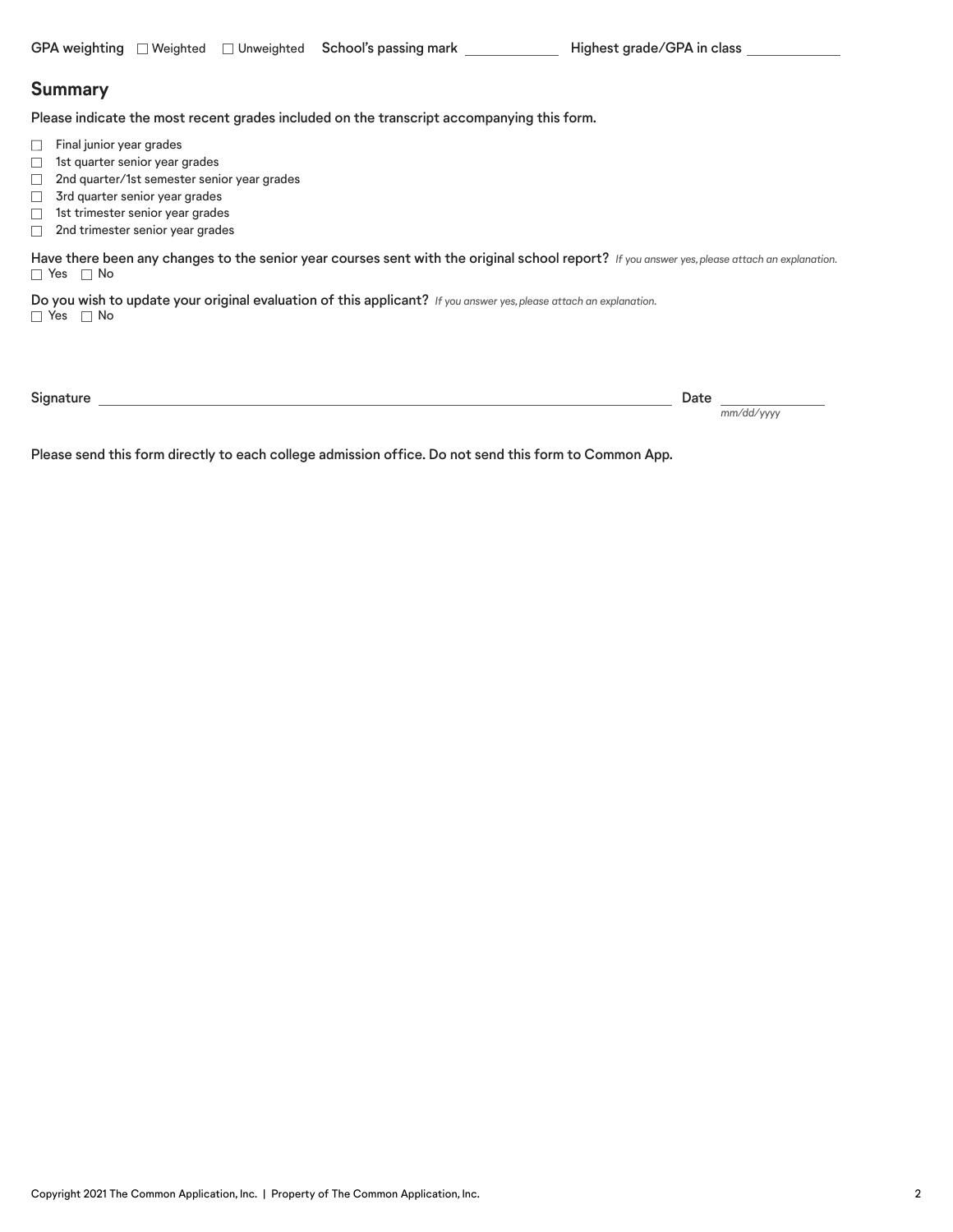GPA weighting ☐ Weighted ☐ Unweighted School's passing mark ____________ Highest grade/GPA in class ____________

## Summary

Please indicate the most recent grades included on the transcript accompanying this form.

- ☐ Final junior year grades
- ☐ 1st quarter senior year grades
- ☐ 2nd quarter/1st semester senior year grades
- ☐ 3rd quarter senior year grades
- ☐ 1st trimester senior year grades
- ☐ 2nd trimester senior year grades

Have there been any changes to the senior year courses sent with the original school report? *If you answer yes, please attach an explanation.*
☐ Yes ☐ No

Do you wish to update your original evaluation of this applicant? *If you answer yes, please attach an explanation.*
☐ Yes ☐ No

Signature ____________________________________________ Date ____________
*mm/dd/yyyy*

Please send this form directly to each college admission office. Do not send this form to Common App.

Copyright 2021 The Common Application, Inc. | Property of The Common Application, Inc.